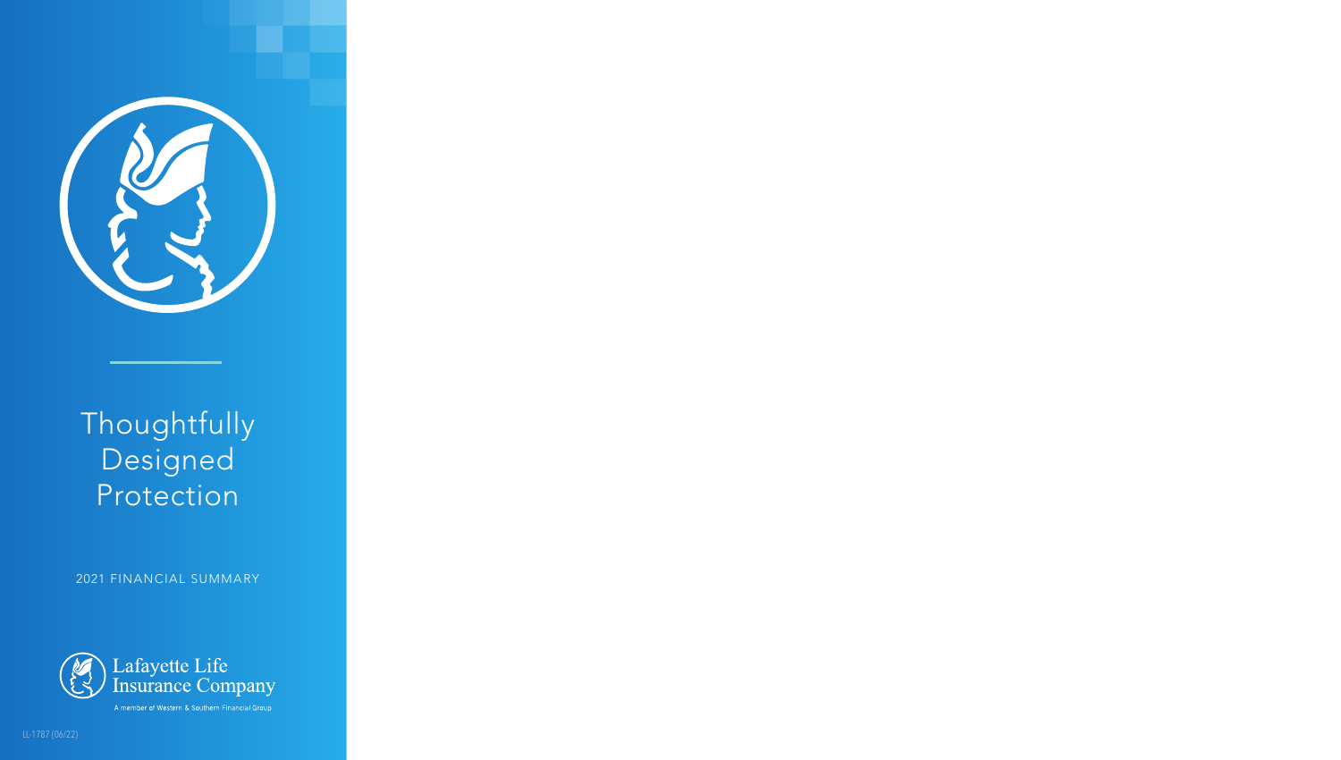# Thoughtfully Designed Protection

2021 FINANCIAL SUMMARY

Lafayette Life Insurance Company

A member of Western & Southern Financial Group

LL-1787 (06/22)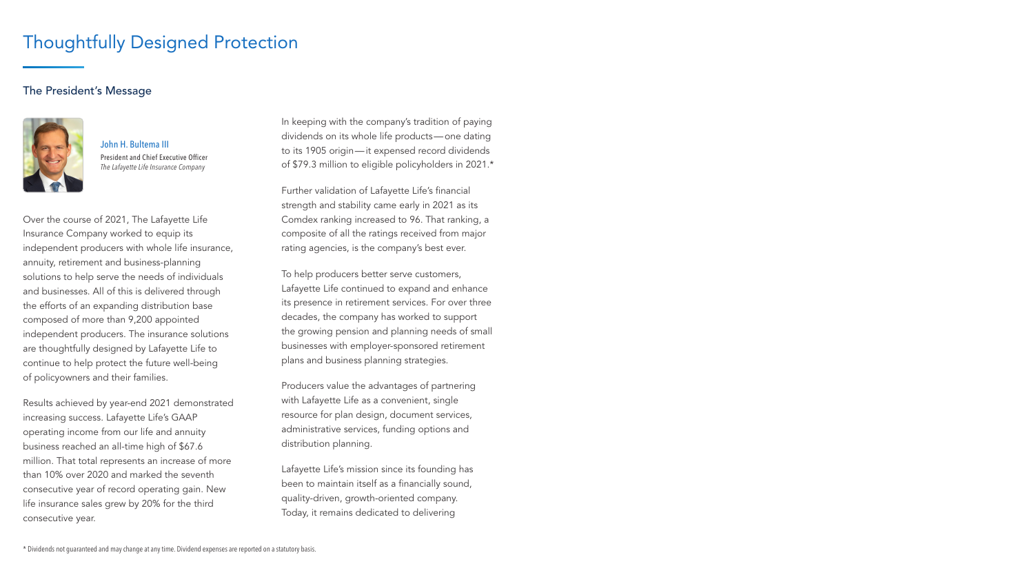# Thoughtfully Designed Protection

## The President's Message

John H. Bultema III
President and Chief Executive Officer
*The Lafayette Life Insurance Company*

Over the course of 2021, The Lafayette Life Insurance Company worked to equip its independent producers with whole life insurance, annuity, retirement and business-planning solutions to help serve the needs of individuals and businesses. All of this is delivered through the efforts of an expanding distribution base composed of more than 9,200 appointed independent producers. The insurance solutions are thoughtfully designed by Lafayette Life to continue to help protect the future well-being of policyowners and their families.

Results achieved by year-end 2021 demonstrated increasing success. Lafayette Life's GAAP operating income from our life and annuity business reached an all-time high of $67.6 million. That total represents an increase of more than 10% over 2020 and marked the seventh consecutive year of record operating gain. New life insurance sales grew by 20% for the third consecutive year.

In keeping with the company's tradition of paying dividends on its whole life products—one dating to its 1905 origin—it expensed record dividends of $79.3 million to eligible policyholders in 2021.*

Further validation of Lafayette Life's financial strength and stability came early in 2021 as its Comdex ranking increased to 96. That ranking, a composite of all the ratings received from major rating agencies, is the company's best ever.

To help producers better serve customers, Lafayette Life continued to expand and enhance its presence in retirement services. For over three decades, the company has worked to support the growing pension and planning needs of small businesses with employer-sponsored retirement plans and business planning strategies.

Producers value the advantages of partnering with Lafayette Life as a convenient, single resource for plan design, document services, administrative services, funding options and distribution planning.

Lafayette Life's mission since its founding has been to maintain itself as a financially sound, quality-driven, growth-oriented company. Today, it remains dedicated to delivering

\* Dividends not guaranteed and may change at any time. Dividend expenses are reported on a statutory basis.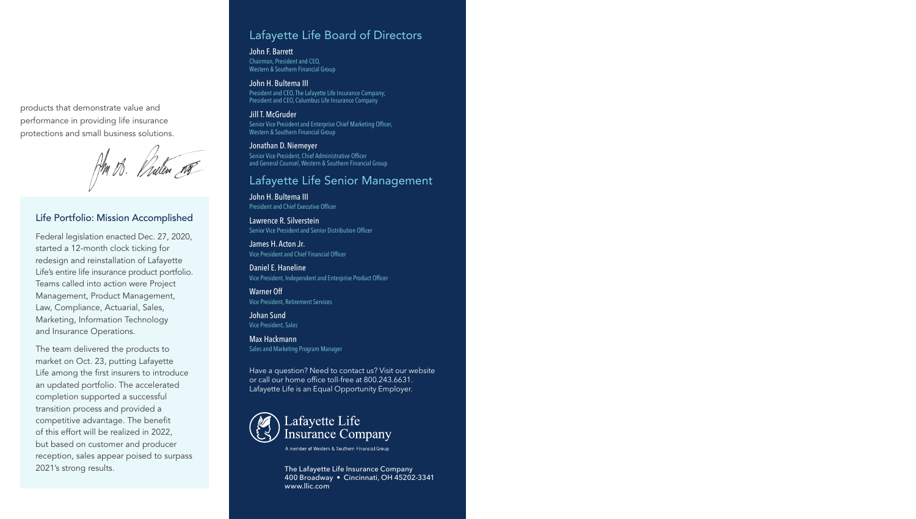products that demonstrate value and performance in providing life insurance protections and small business solutions.

## Life Portfolio: Mission Accomplished

Federal legislation enacted Dec. 27, 2020, started a 12-month clock ticking for redesign and reinstallation of Lafayette Life's entire life insurance product portfolio. Teams called into action were Project Management, Product Management, Law, Compliance, Actuarial, Sales, Marketing, Information Technology and Insurance Operations.

The team delivered the products to market on Oct. 23, putting Lafayette Life among the first insurers to introduce an updated portfolio. The accelerated completion supported a successful transition process and provided a competitive advantage. The benefit of this effort will be realized in 2022, but based on customer and producer reception, sales appear poised to surpass 2021's strong results.

## Lafayette Life Board of Directors

**John F. Barrett**
Chairman, President and CEO,
Western & Southern Financial Group

**John H. Bultema III**
President and CEO, The Lafayette Life Insurance Company;
President and CEO, Columbus Life Insurance Company

**Jill T. McGruder**
Senior Vice President and Enterprise Chief Marketing Officer,
Western & Southern Financial Group

**Jonathan D. Niemeyer**
Senior Vice President, Chief Administrative Officer
and General Counsel, Western & Southern Financial Group

## Lafayette Life Senior Management

**John H. Bultema III**
President and Chief Executive Officer

**Lawrence R. Silverstein**
Senior Vice President and Senior Distribution Officer

**James H. Acton Jr.**
Vice President and Chief Financial Officer

**Daniel E. Haneline**
Vice President, Independent and Enterprise Product Officer

**Warner Off**
Vice President, Retirement Services

**Johan Sund**
Vice President, Sales

**Max Hackmann**
Sales and Marketing Program Manager

Have a question? Need to contact us? Visit our website or call our home office toll-free at 800.243.6631. Lafayette Life is an Equal Opportunity Employer.

Lafayette Life Insurance Company
A member of Western & Southern Financial Group

The Lafayette Life Insurance Company
400 Broadway • Cincinnati, OH 45202-3341
www.llic.com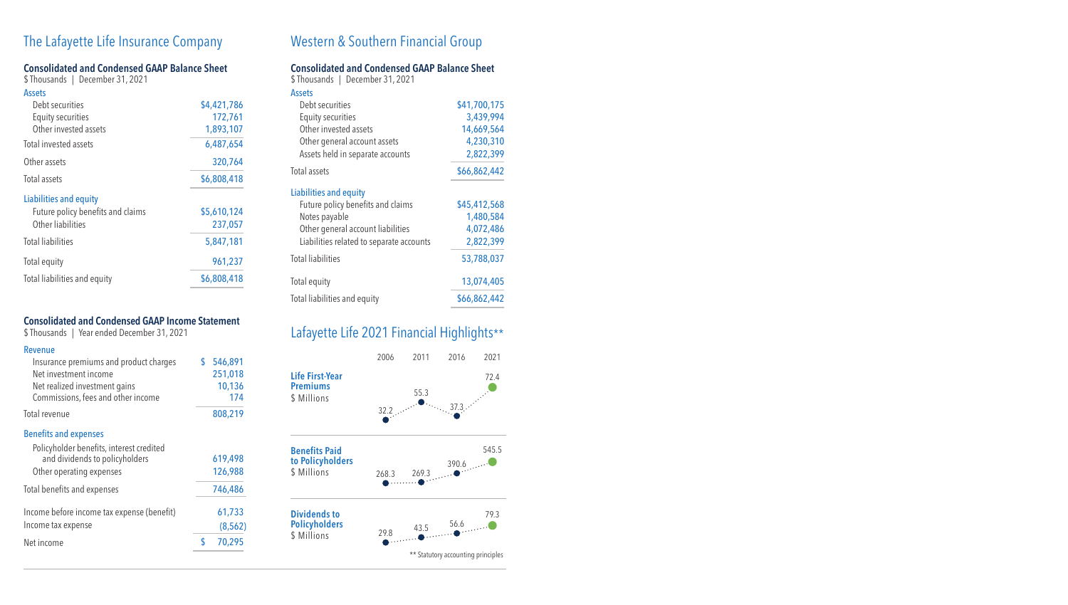## The Lafayette Life Insurance Company

### Consolidated and Condensed GAAP Balance Sheet

$ Thousands | December 31, 2021

| | |
|---|---|
| **Assets** | |
| Debt securities | $4,421,786 |
| Equity securities | 172,761 |
| Other invested assets | 1,893,107 |
| Total invested assets | 6,487,654 |
| Other assets | 320,764 |
| Total assets | $6,808,418 |
| **Liabilities and equity** | |
| Future policy benefits and claims | $5,610,124 |
| Other liabilities | 237,057 |
| Total liabilities | 5,847,181 |
| Total equity | 961,237 |
| Total liabilities and equity | $6,808,418 |

### Consolidated and Condensed GAAP Income Statement

$ Thousands | Year ended December 31, 2021

| | |
|---|---|
| **Revenue** | |
| Insurance premiums and product charges | $ 546,891 |
| Net investment income | 251,018 |
| Net realized investment gains | 10,136 |
| Commissions, fees and other income | 174 |
| Total revenue | 808,219 |
| **Benefits and expenses** | |
| Policyholder benefits, interest credited and dividends to policyholders | 619,498 |
| Other operating expenses | 126,988 |
| Total benefits and expenses | 746,486 |
| Income before income tax expense (benefit) | 61,733 |
| Income tax expense | (8,562) |
| Net income | $ 70,295 |

## Western & Southern Financial Group

### Consolidated and Condensed GAAP Balance Sheet

$ Thousands | December 31, 2021

| | |
|---|---|
| **Assets** | |
| Debt securities | $41,700,175 |
| Equity securities | 3,439,994 |
| Other invested assets | 14,669,564 |
| Other general account assets | 4,230,310 |
| Assets held in separate accounts | 2,822,399 |
| Total assets | $66,862,442 |
| **Liabilities and equity** | |
| Future policy benefits and claims | $45,412,568 |
| Notes payable | 1,480,584 |
| Other general account liabilities | 4,072,486 |
| Liabilities related to separate accounts | 2,822,399 |
| Total liabilities | 53,788,037 |
| Total equity | 13,074,405 |
| Total liabilities and equity | $66,862,442 |

## Lafayette Life 2021 Financial Highlights**

| | 2006 | 2011 | 2016 | 2021 |
|---|---|---|---|---|
| **Life First-Year Premiums** $ Millions | 32.2 | 55.3 | 37.3 | 72.4 |
| **Benefits Paid to Policyholders** $ Millions | 268.3 | 269.3 | 390.6 | 545.5 |
| **Dividends to Policyholders** $ Millions | 29.8 | 43.5 | 56.6 | 79.3 |

** Statutory accounting principles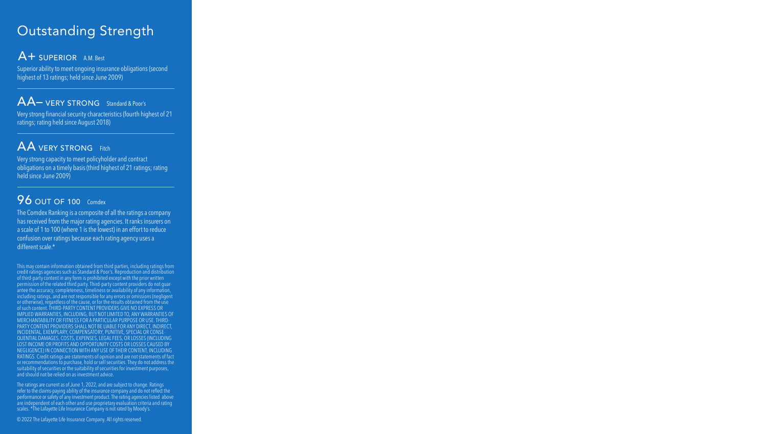# Outstanding Strength

## A+ SUPERIOR A.M. Best

Superior ability to meet ongoing insurance obligations (second highest of 13 ratings; held since June 2009)

---

## AA– VERY STRONG Standard & Poor's

Very strong financial security characteristics (fourth highest of 21 ratings; rating held since August 2018)

---

## AA VERY STRONG Fitch

Very strong capacity to meet policyholder and contract obligations on a timely basis (third highest of 21 ratings; rating held since June 2009)

---

## 96 OUT OF 100 Comdex

The Comdex Ranking is a composite of all the ratings a company has received from the major rating agencies. It ranks insurers on a scale of 1 to 100 (where 1 is the lowest) in an effort to reduce confusion over ratings because each rating agency uses a different scale.*

This may contain information obtained from third parties, including ratings from credit ratings agencies such as Standard & Poor's. Reproduction and distribution of third-party content in any form is prohibited except with the prior written permission of the related third party. Third-party content providers do not guarantee the accuracy, completeness, timeliness or availability of any information, including ratings, and are not responsible for any errors or omissions (negligent or otherwise), regardless of the cause, or for the results obtained from the use of such content. THIRD-PARTY CONTENT PROVIDERS GIVE NO EXPRESS OR IMPLIED WARRANTIES, INCLUDING, BUT NOT LIMITED TO, ANY WARRANTIES OF MERCHANTABILITY OR FITNESS FOR A PARTICULAR PURPOSE OR USE. THIRD-PARTY CONTENT PROVIDERS SHALL NOT BE LIABLE FOR ANY DIRECT, INDIRECT, INCIDENTAL, EXEMPLARY, COMPENSATORY, PUNITIVE, SPECIAL OR CONSEQUENTIAL DAMAGES, COSTS, EXPENSES, LEGAL FEES, OR LOSSES (INCLUDING LOST INCOME OR PROFITS AND OPPORTUNITY COSTS OR LOSSES CAUSED BY NEGLIGENCE) IN CONNECTION WITH ANY USE OF THEIR CONTENT, INCLUDING RATINGS. Credit ratings are statements of opinion and are not statements of fact or recommendations to purchase, hold or sell securities. They do not address the suitability of securities or the suitability of securities for investment purposes, and should not be relied on as investment advice.

The ratings are current as of June 1, 2022, and are subject to change. Ratings refer to the claims-paying ability of the insurance company and do not reflect the performance or safety of any investment product. The rating agencies listed above are independent of each other and use proprietary evaluation criteria and rating scales. *The Lafayette Life Insurance Company is not rated by Moody's.

© 2022 The Lafayette Life Insurance Company. All rights reserved.